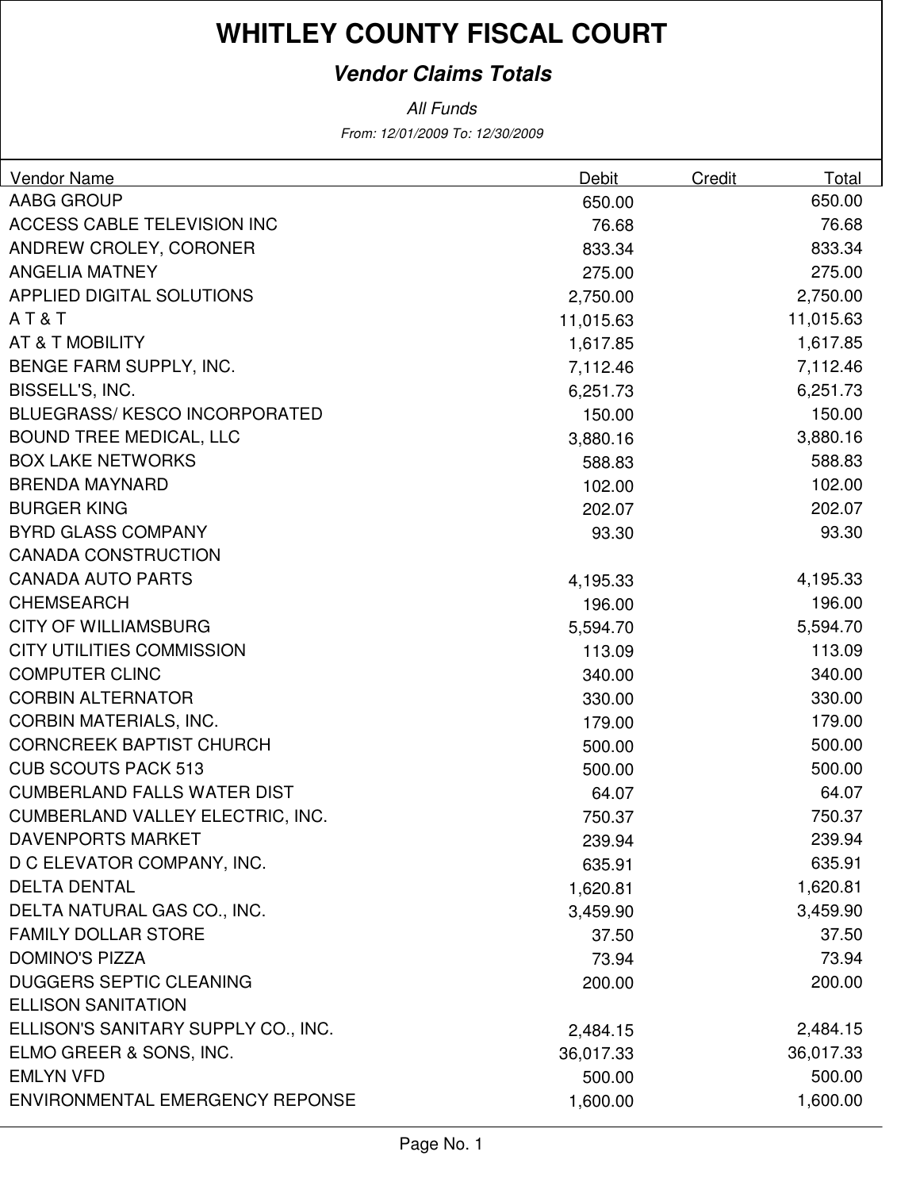# WHITLEY COUNTY FISCAL COURT

## *Vendor Claims Totals*

*All Funds*

*From: 12/01/2009 To: 12/30/2009*

| Vendor Name | Debit | Credit | Total |
|---|---|---|---|
| AABG GROUP | 650.00 | | 650.00 |
| ACCESS CABLE TELEVISION INC | 76.68 | | 76.68 |
| ANDREW CROLEY, CORONER | 833.34 | | 833.34 |
| ANGELIA MATNEY | 275.00 | | 275.00 |
| APPLIED DIGITAL SOLUTIONS | 2,750.00 | | 2,750.00 |
| A T & T | 11,015.63 | | 11,015.63 |
| AT & T MOBILITY | 1,617.85 | | 1,617.85 |
| BENGE FARM SUPPLY, INC. | 7,112.46 | | 7,112.46 |
| BISSELL'S, INC. | 6,251.73 | | 6,251.73 |
| BLUEGRASS/ KESCO INCORPORATED | 150.00 | | 150.00 |
| BOUND TREE MEDICAL, LLC | 3,880.16 | | 3,880.16 |
| BOX LAKE NETWORKS | 588.83 | | 588.83 |
| BRENDA MAYNARD | 102.00 | | 102.00 |
| BURGER KING | 202.07 | | 202.07 |
| BYRD GLASS COMPANY | 93.30 | | 93.30 |
| CANADA CONSTRUCTION | | | |
| CANADA AUTO PARTS | 4,195.33 | | 4,195.33 |
| CHEMSEARCH | 196.00 | | 196.00 |
| CITY OF WILLIAMSBURG | 5,594.70 | | 5,594.70 |
| CITY UTILITIES COMMISSION | 113.09 | | 113.09 |
| COMPUTER CLINC | 340.00 | | 340.00 |
| CORBIN ALTERNATOR | 330.00 | | 330.00 |
| CORBIN MATERIALS, INC. | 179.00 | | 179.00 |
| CORNCREEK BAPTIST CHURCH | 500.00 | | 500.00 |
| CUB SCOUTS PACK 513 | 500.00 | | 500.00 |
| CUMBERLAND FALLS WATER DIST | 64.07 | | 64.07 |
| CUMBERLAND VALLEY ELECTRIC, INC. | 750.37 | | 750.37 |
| DAVENPORTS MARKET | 239.94 | | 239.94 |
| D C ELEVATOR COMPANY, INC. | 635.91 | | 635.91 |
| DELTA DENTAL | 1,620.81 | | 1,620.81 |
| DELTA NATURAL GAS CO., INC. | 3,459.90 | | 3,459.90 |
| FAMILY DOLLAR STORE | 37.50 | | 37.50 |
| DOMINO'S PIZZA | 73.94 | | 73.94 |
| DUGGERS SEPTIC CLEANING | 200.00 | | 200.00 |
| ELLISON SANITATION | | | |
| ELLISON'S SANITARY SUPPLY CO., INC. | 2,484.15 | | 2,484.15 |
| ELMO GREER & SONS, INC. | 36,017.33 | | 36,017.33 |
| EMLYN VFD | 500.00 | | 500.00 |
| ENVIRONMENTAL EMERGENCY REPONSE | 1,600.00 | | 1,600.00 |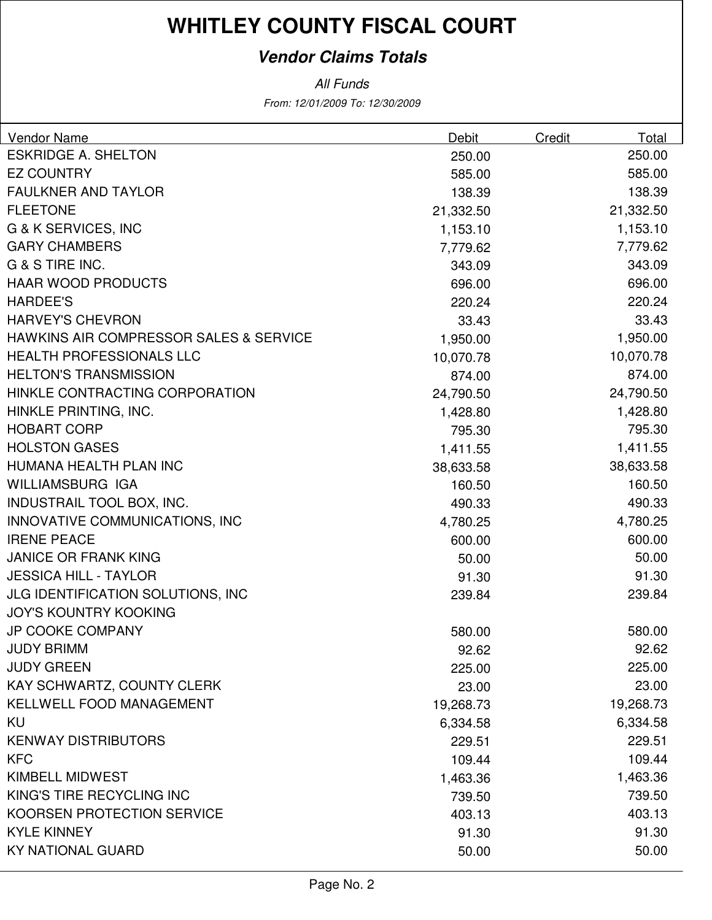# WHITLEY COUNTY FISCAL COURT

## *Vendor Claims Totals*

*All Funds*

*From: 12/01/2009 To: 12/30/2009*

| Vendor Name | Debit | Credit | Total |
|---|---|---|---|
| ESKRIDGE A. SHELTON | 250.00 | | 250.00 |
| EZ COUNTRY | 585.00 | | 585.00 |
| FAULKNER AND TAYLOR | 138.39 | | 138.39 |
| FLEETONE | 21,332.50 | | 21,332.50 |
| G & K SERVICES, INC | 1,153.10 | | 1,153.10 |
| GARY CHAMBERS | 7,779.62 | | 7,779.62 |
| G & S TIRE INC. | 343.09 | | 343.09 |
| HAAR WOOD PRODUCTS | 696.00 | | 696.00 |
| HARDEE'S | 220.24 | | 220.24 |
| HARVEY'S CHEVRON | 33.43 | | 33.43 |
| HAWKINS AIR COMPRESSOR SALES & SERVICE | 1,950.00 | | 1,950.00 |
| HEALTH PROFESSIONALS LLC | 10,070.78 | | 10,070.78 |
| HELTON'S TRANSMISSION | 874.00 | | 874.00 |
| HINKLE CONTRACTING CORPORATION | 24,790.50 | | 24,790.50 |
| HINKLE PRINTING, INC. | 1,428.80 | | 1,428.80 |
| HOBART CORP | 795.30 | | 795.30 |
| HOLSTON GASES | 1,411.55 | | 1,411.55 |
| HUMANA HEALTH PLAN INC | 38,633.58 | | 38,633.58 |
| WILLIAMSBURG IGA | 160.50 | | 160.50 |
| INDUSTRAIL TOOL BOX, INC. | 490.33 | | 490.33 |
| INNOVATIVE COMMUNICATIONS, INC | 4,780.25 | | 4,780.25 |
| IRENE PEACE | 600.00 | | 600.00 |
| JANICE OR FRANK KING | 50.00 | | 50.00 |
| JESSICA HILL - TAYLOR | 91.30 | | 91.30 |
| JLG IDENTIFICATION SOLUTIONS, INC | 239.84 | | 239.84 |
| JOY'S KOUNTRY KOOKING | | | |
| JP COOKE COMPANY | 580.00 | | 580.00 |
| JUDY BRIMM | 92.62 | | 92.62 |
| JUDY GREEN | 225.00 | | 225.00 |
| KAY SCHWARTZ, COUNTY CLERK | 23.00 | | 23.00 |
| KELLWELL FOOD MANAGEMENT | 19,268.73 | | 19,268.73 |
| KU | 6,334.58 | | 6,334.58 |
| KENWAY DISTRIBUTORS | 229.51 | | 229.51 |
| KFC | 109.44 | | 109.44 |
| KIMBELL MIDWEST | 1,463.36 | | 1,463.36 |
| KING'S TIRE RECYCLING INC | 739.50 | | 739.50 |
| KOORSEN PROTECTION SERVICE | 403.13 | | 403.13 |
| KYLE KINNEY | 91.30 | | 91.30 |
| KY NATIONAL GUARD | 50.00 | | 50.00 |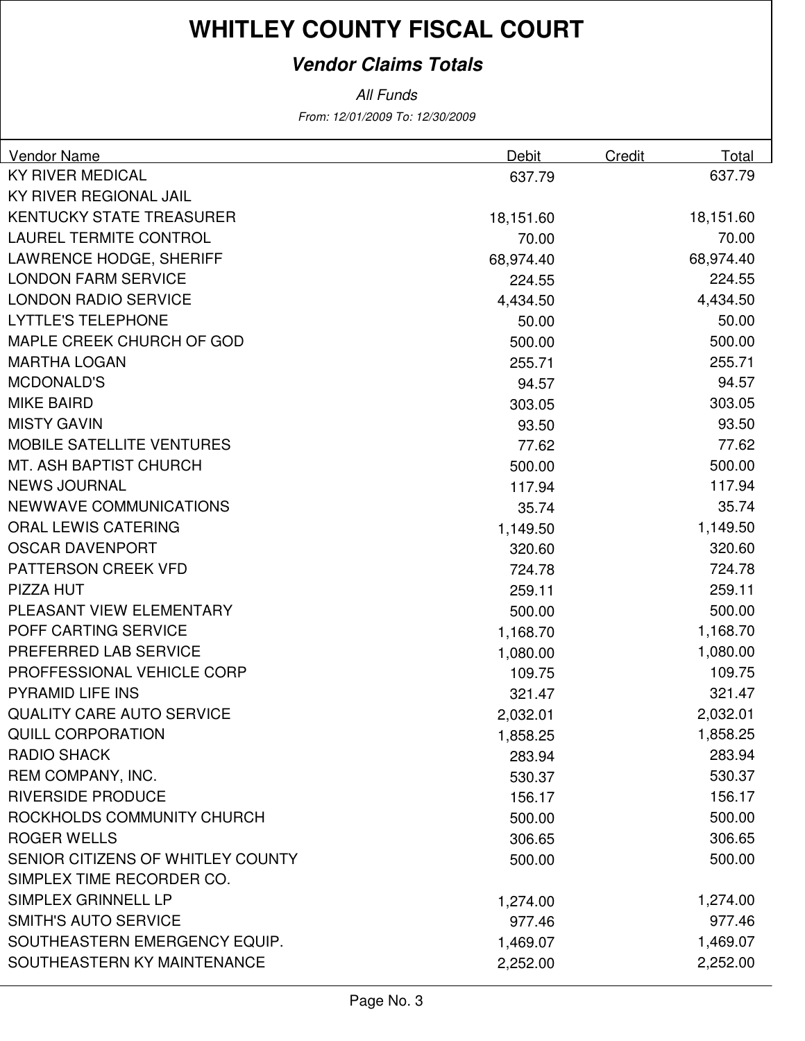# WHITLEY COUNTY FISCAL COURT

## *Vendor Claims Totals*

*All Funds*

*From: 12/01/2009 To: 12/30/2009*

| Vendor Name | Debit | Credit | Total |
|---|---|---|---|
| KY RIVER MEDICAL | 637.79 | | 637.79 |
| KY RIVER REGIONAL JAIL | | | |
| KENTUCKY STATE TREASURER | 18,151.60 | | 18,151.60 |
| LAUREL TERMITE CONTROL | 70.00 | | 70.00 |
| LAWRENCE HODGE, SHERIFF | 68,974.40 | | 68,974.40 |
| LONDON FARM SERVICE | 224.55 | | 224.55 |
| LONDON RADIO SERVICE | 4,434.50 | | 4,434.50 |
| LYTTLE'S TELEPHONE | 50.00 | | 50.00 |
| MAPLE CREEK CHURCH OF GOD | 500.00 | | 500.00 |
| MARTHA LOGAN | 255.71 | | 255.71 |
| MCDONALD'S | 94.57 | | 94.57 |
| MIKE BAIRD | 303.05 | | 303.05 |
| MISTY GAVIN | 93.50 | | 93.50 |
| MOBILE SATELLITE VENTURES | 77.62 | | 77.62 |
| MT. ASH BAPTIST CHURCH | 500.00 | | 500.00 |
| NEWS JOURNAL | 117.94 | | 117.94 |
| NEWWAVE COMMUNICATIONS | 35.74 | | 35.74 |
| ORAL LEWIS CATERING | 1,149.50 | | 1,149.50 |
| OSCAR DAVENPORT | 320.60 | | 320.60 |
| PATTERSON CREEK VFD | 724.78 | | 724.78 |
| PIZZA HUT | 259.11 | | 259.11 |
| PLEASANT VIEW ELEMENTARY | 500.00 | | 500.00 |
| POFF CARTING SERVICE | 1,168.70 | | 1,168.70 |
| PREFERRED LAB SERVICE | 1,080.00 | | 1,080.00 |
| PROFFESSIONAL VEHICLE CORP | 109.75 | | 109.75 |
| PYRAMID LIFE INS | 321.47 | | 321.47 |
| QUALITY CARE AUTO SERVICE | 2,032.01 | | 2,032.01 |
| QUILL CORPORATION | 1,858.25 | | 1,858.25 |
| RADIO SHACK | 283.94 | | 283.94 |
| REM COMPANY, INC. | 530.37 | | 530.37 |
| RIVERSIDE PRODUCE | 156.17 | | 156.17 |
| ROCKHOLDS COMMUNITY CHURCH | 500.00 | | 500.00 |
| ROGER WELLS | 306.65 | | 306.65 |
| SENIOR CITIZENS OF WHITLEY COUNTY | 500.00 | | 500.00 |
| SIMPLEX TIME RECORDER CO. | | | |
| SIMPLEX GRINNELL LP | 1,274.00 | | 1,274.00 |
| SMITH'S AUTO SERVICE | 977.46 | | 977.46 |
| SOUTHEASTERN EMERGENCY EQUIP. | 1,469.07 | | 1,469.07 |
| SOUTHEASTERN KY MAINTENANCE | 2,252.00 | | 2,252.00 |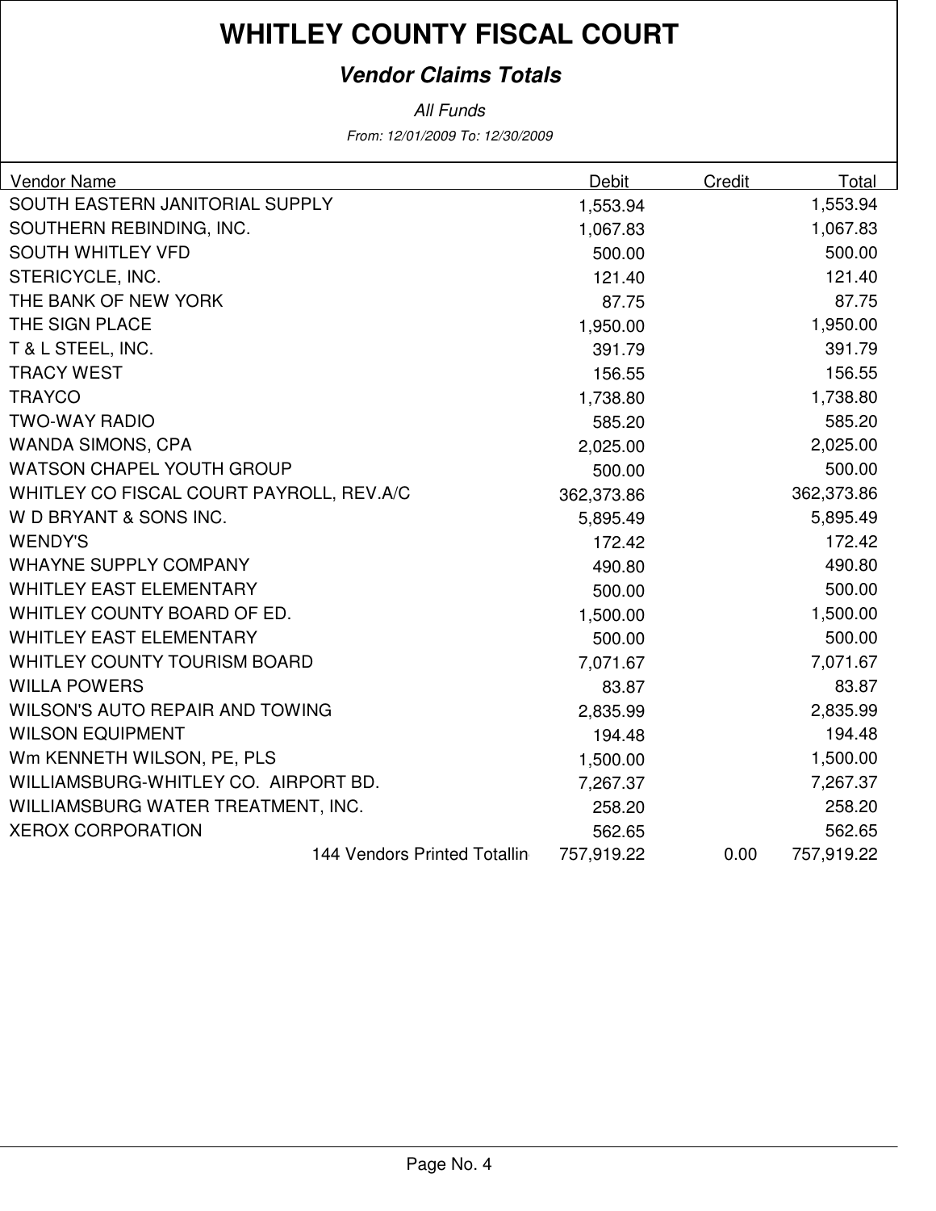# WHITLEY COUNTY FISCAL COURT

## *Vendor Claims Totals*

*All Funds*

*From: 12/01/2009 To: 12/30/2009*

| Vendor Name | Debit | Credit | Total |
|---|---|---|---|
| SOUTH EASTERN JANITORIAL SUPPLY | 1,553.94 | | 1,553.94 |
| SOUTHERN REBINDING, INC. | 1,067.83 | | 1,067.83 |
| SOUTH WHITLEY VFD | 500.00 | | 500.00 |
| STERICYCLE, INC. | 121.40 | | 121.40 |
| THE BANK OF NEW YORK | 87.75 | | 87.75 |
| THE SIGN PLACE | 1,950.00 | | 1,950.00 |
| T & L STEEL, INC. | 391.79 | | 391.79 |
| TRACY WEST | 156.55 | | 156.55 |
| TRAYCO | 1,738.80 | | 1,738.80 |
| TWO-WAY RADIO | 585.20 | | 585.20 |
| WANDA SIMONS, CPA | 2,025.00 | | 2,025.00 |
| WATSON CHAPEL YOUTH GROUP | 500.00 | | 500.00 |
| WHITLEY CO FISCAL COURT PAYROLL, REV.A/C | 362,373.86 | | 362,373.86 |
| W D BRYANT & SONS INC. | 5,895.49 | | 5,895.49 |
| WENDY'S | 172.42 | | 172.42 |
| WHAYNE SUPPLY COMPANY | 490.80 | | 490.80 |
| WHITLEY EAST ELEMENTARY | 500.00 | | 500.00 |
| WHITLEY COUNTY BOARD OF ED. | 1,500.00 | | 1,500.00 |
| WHITLEY EAST ELEMENTARY | 500.00 | | 500.00 |
| WHITLEY COUNTY TOURISM BOARD | 7,071.67 | | 7,071.67 |
| WILLA POWERS | 83.87 | | 83.87 |
| WILSON'S AUTO REPAIR AND TOWING | 2,835.99 | | 2,835.99 |
| WILSON EQUIPMENT | 194.48 | | 194.48 |
| Wm KENNETH WILSON, PE, PLS | 1,500.00 | | 1,500.00 |
| WILLIAMSBURG-WHITLEY CO. AIRPORT BD. | 7,267.37 | | 7,267.37 |
| WILLIAMSBURG WATER TREATMENT, INC. | 258.20 | | 258.20 |
| XEROX CORPORATION | 562.65 | | 562.65 |
| 144 Vendors Printed Totallin | 757,919.22 | 0.00 | 757,919.22 |